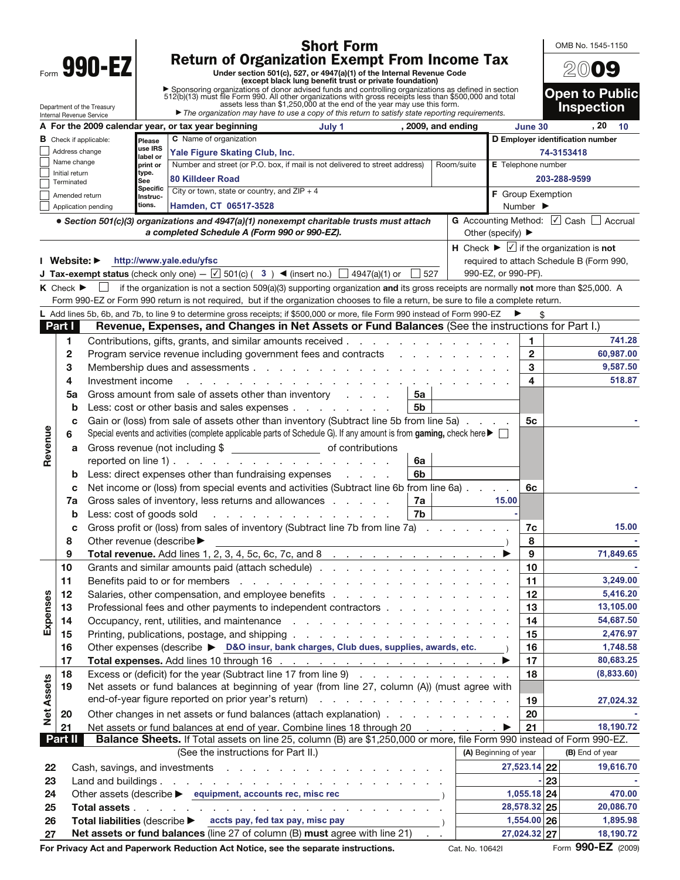Form **990-EZ**

Department of the Treasury
Internal Revenue Service

# Short Form Return of Organization Exempt From Income Tax

**Under section 501(c), 527, or 4947(a)(1) of the Internal Revenue Code (except black lung benefit trust or private foundation)**

▶ Sponsoring organizations of donor advised funds and controlling organizations as defined in section 512(b)(13) must file Form 990. All other organizations with gross receipts less than $500,000 and total assets less than $1,250,000 at the end of the year may use this form.

▶ *The organization may have to use a copy of this return to satisfy state reporting requirements.*

OMB No. 1545-1150

**2009**

**Open to Public Inspection**

**A** For the 2009 calendar year, or tax year beginning July 1, 2009, and ending June 30, 20 10

| B Check if applicable: | C Name of organization | D Employer identification number |
|---|---|---|
| ☐ Address change | Yale Figure Skating Club, Inc. | 74-3153418 |
| ☐ Name change | Number and street (or P.O. box, if mail is not delivered to street address) / Room/suite | E Telephone number |
| ☐ Initial return | 80 Killdeer Road | 203-288-9599 |
| ☐ Terminated | City or town, state or country, and ZIP + 4 | F Group Exemption Number ▶ |
| ☐ Amended return | Hamden, CT 06517-3528 | |
| ☐ Application pending | | |

• *Section 501(c)(3) organizations and 4947(a)(1) nonexempt charitable trusts must attach a completed Schedule A (Form 990 or 990-EZ).*

**G** Accounting Method: ☑ Cash ☐ Accrual Other (specify) ▶

**H** Check ▶ ☑ if the organization is **not** required to attach Schedule B (Form 990, 990-EZ, or 990-PF).

**I Website:** ▶ http://www.yale.edu/yfsc

**J Tax-exempt status** (check only one) — ☑ 501(c) ( 3 ) ◀ (insert no.) ☐ 4947(a)(1) or ☐ 527

**K** Check ▶ ☐ if the organization is not a section 509(a)(3) supporting organization **and** its gross receipts are normally **not** more than $25,000. A Form 990-EZ or Form 990 return is not required, but if the organization chooses to file a return, be sure to file a complete return.

**L** Add lines 5b, 6b, and 7b, to line 9 to determine gross receipts; if $500,000 or more, file Form 990 instead of Form 990-EZ ▶ $

## Part I — Revenue, Expenses, and Changes in Net Assets or Fund Balances (See the instructions for Part I.)

| | Line | Description | | | Line | Amount |
|---|---|---|---|---|---|---|
| Revenue | 1 | Contributions, gifts, grants, and similar amounts received | | | 1 | 741.28 |
| | 2 | Program service revenue including government fees and contracts | | | 2 | 60,987.00 |
| | 3 | Membership dues and assessments | | | 3 | 9,587.50 |
| | 4 | Investment income | | | 4 | 518.87 |
| | 5a | Gross amount from sale of assets other than inventory | 5a | | | |
| | b | Less: cost or other basis and sales expenses | 5b | | | |
| | c | Gain or (loss) from sale of assets other than inventory (Subtract line 5b from line 5a) | | | 5c | - |
| | 6 | Special events and activities (complete applicable parts of Schedule G). If any amount is from **gaming,** check here ▶ ☐ | | | | |
| | a | Gross revenue (not including $ ______ of contributions reported on line 1) | 6a | | | |
| | b | Less: direct expenses other than fundraising expenses | 6b | | | |
| | c | Net income or (loss) from special events and activities (Subtract line 6b from line 6a) | | | 6c | - |
| | 7a | Gross sales of inventory, less returns and allowances | 7a | 15.00 | | |
| | b | Less: cost of goods sold | 7b | - | | |
| | c | Gross profit or (loss) from sales of inventory (Subtract line 7b from line 7a) | | | 7c | 15.00 |
| | 8 | Other revenue (describe ▶ ) | | | 8 | - |
| | 9 | **Total revenue.** Add lines 1, 2, 3, 4, 5c, 6c, 7c, and 8 ▶ | | | 9 | 71,849.65 |
| Expenses | 10 | Grants and similar amounts paid (attach schedule) | | | 10 | - |
| | 11 | Benefits paid to or for members | | | 11 | 3,249.00 |
| | 12 | Salaries, other compensation, and employee benefits | | | 12 | 5,416.20 |
| | 13 | Professional fees and other payments to independent contractors | | | 13 | 13,105.00 |
| | 14 | Occupancy, rent, utilities, and maintenance | | | 14 | 54,687.50 |
| | 15 | Printing, publications, postage, and shipping | | | 15 | 2,476.97 |
| | 16 | Other expenses (describe ▶ D&O insur, bank charges, Club dues, supplies, awards, etc. ) | | | 16 | 1,748.58 |
| | 17 | **Total expenses.** Add lines 10 through 16 ▶ | | | 17 | 80,683.25 |
| Net Assets | 18 | Excess or (deficit) for the year (Subtract line 17 from line 9) | | | 18 | (8,833.60) |
| | 19 | Net assets or fund balances at beginning of year (from line 27, column (A)) (must agree with end-of-year figure reported on prior year's return) | | | 19 | 27,024.32 |
| | 20 | Other changes in net assets or fund balances (attach explanation) | | | 20 | - |
| | 21 | Net assets or fund balances at end of year. Combine lines 18 through 20 ▶ | | | 21 | 18,190.72 |

## Part II — Balance Sheets. If Total assets on line 25, column (B) are $1,250,000 or more, file Form 990 instead of Form 990-EZ.

(See the instructions for Part II.)

| Line | Description | (A) Beginning of year | Line | (B) End of year |
|---|---|---|---|---|
| 22 | Cash, savings, and investments | 27,523.14 | 22 | 19,616.70 |
| 23 | Land and buildings | - | 23 | - |
| 24 | Other assets (describe ▶ equipment, accounts rec, misc rec ) | 1,055.18 | 24 | 470.00 |
| 25 | **Total assets** | 28,578.32 | 25 | 20,086.70 |
| 26 | **Total liabilities** (describe ▶ accts pay, fed tax pay, misc pay ) | 1,554.00 | 26 | 1,895.98 |
| 27 | **Net assets or fund balances** (line 27 of column (B) **must** agree with line 21) | 27,024.32 | 27 | 18,190.72 |

**For Privacy Act and Paperwork Reduction Act Notice, see the separate instructions.** Cat. No. 10642I Form **990-EZ** (2009)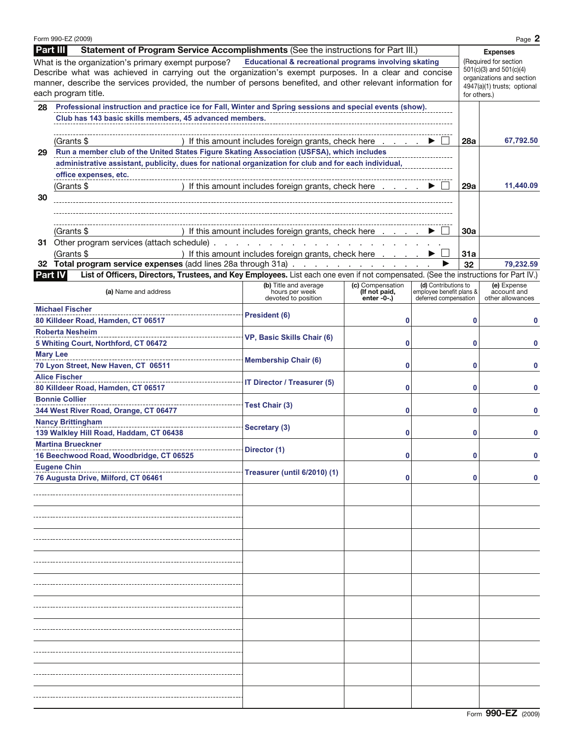## Part III — Statement of Program Service Accomplishments (See the instructions for Part III.)

What is the organization's primary exempt purpose? **Educational & recreational programs involving skating**

Describe what was achieved in carrying out the organization's exempt purposes. In a clear and concise manner, describe the services provided, the number of persons benefited, and other relevant information for each program title.

**Expenses** (Required for section 501(c)(3) and 501(c)(4) organizations and section 4947(a)(1) trusts; optional for others.)

| | Description | Line | Expenses |
|---|---|---|---|
| 28 | **Professional instruction and practice ice for Fall, Winter and Spring sessions and special events (show). Club has 143 basic skills members, 45 advanced members.** (Grants $ ) If this amount includes foreign grants, check here ▶ ☐ | 28a | 67,792.50 |
| 29 | **Run a member club of the United States Figure Skating Association (USFSA), which includes administrative assistant, publicity, dues for national organization for club and for each individual, office expenses, etc.** (Grants $ ) If this amount includes foreign grants, check here ▶ ☐ | 29a | 11,440.09 |
| 30 | (Grants $ ) If this amount includes foreign grants, check here ▶ ☐ | 30a | |
| 31 | Other program services (attach schedule) (Grants $ ) If this amount includes foreign grants, check here ▶ ☐ | 31a | |
| 32 | **Total program service expenses** (add lines 28a through 31a) ▶ | 32 | 79,232.59 |

## Part IV — List of Officers, Directors, Trustees, and Key Employees. List each one even if not compensated. (See the instructions for Part IV.)

| (a) Name and address | (b) Title and average hours per week devoted to position | (c) Compensation (If not paid, enter -0-.) | (d) Contributions to employee benefit plans & deferred compensation | (e) Expense account and other allowances |
|---|---|---|---|---|
| Michael Fischer<br>80 Killdeer Road, Hamden, CT 06517 | President (6) | 0 | 0 | 0 |
| Roberta Nesheim<br>5 Whiting Court, Northford, CT 06472 | VP, Basic Skills Chair (6) | 0 | 0 | 0 |
| Mary Lee<br>70 Lyon Street, New Haven, CT 06511 | Membership Chair (6) | 0 | 0 | 0 |
| Alice Fischer<br>80 Killdeer Road, Hamden, CT 06517 | IT Director / Treasurer (5) | 0 | 0 | 0 |
| Bonnie Collier<br>344 West River Road, Orange, CT 06477 | Test Chair (3) | 0 | 0 | 0 |
| Nancy Brittingham<br>139 Walkley Hill Road, Haddam, CT 06438 | Secretary (3) | 0 | 0 | 0 |
| Martina Brueckner<br>16 Beechwood Road, Woodbridge, CT 06525 | Director (1) | 0 | 0 | 0 |
| Eugene Chin<br>76 Augusta Drive, Milford, CT 06461 | Treasurer (until 6/2010) (1) | 0 | 0 | 0 |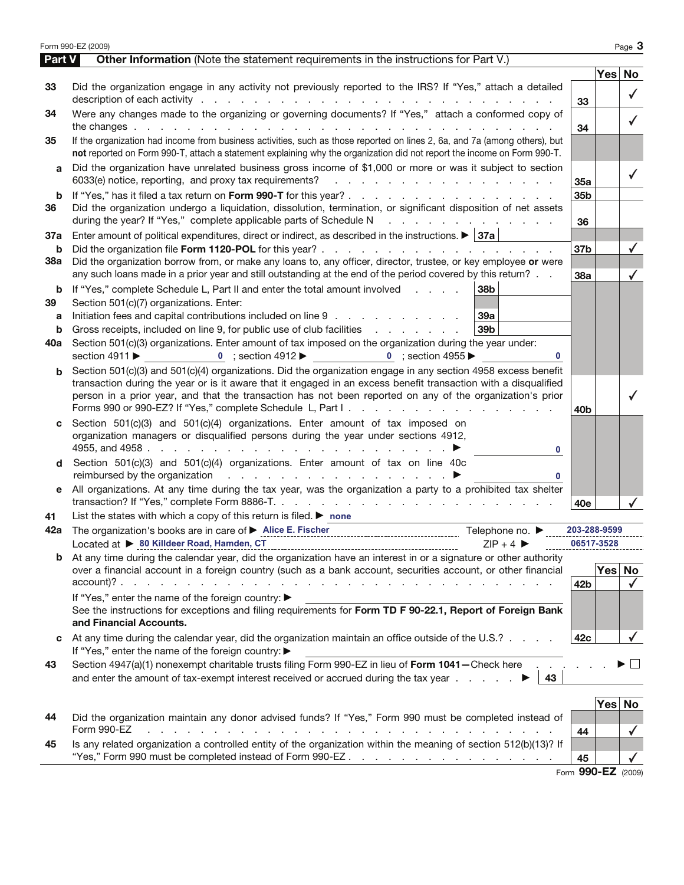## Part V Other Information (Note the statement requirements in the instructions for Part V.)

| | | Line | Yes | No |
|---|---|---|---|---|
| 33 | Did the organization engage in any activity not previously reported to the IRS? If "Yes," attach a detailed description of each activity | 33 | | ✓ |
| 34 | Were any changes made to the organizing or governing documents? If "Yes," attach a conformed copy of the changes | 34 | | ✓ |
| 35 | If the organization had income from business activities, such as those reported on lines 2, 6a, and 7a (among others), but **not** reported on Form 990-T, attach a statement explaining why the organization did not report the income on Form 990-T. | | | |
| a | Did the organization have unrelated business gross income of $1,000 or more or was it subject to section 6033(e) notice, reporting, and proxy tax requirements? | 35a | | ✓ |
| b | If "Yes," has it filed a tax return on **Form 990-T** for this year? | 35b | | |
| 36 | Did the organization undergo a liquidation, dissolution, termination, or significant disposition of net assets during the year? If "Yes," complete applicable parts of Schedule N | 36 | | |
| 37a | Enter amount of political expenditures, direct or indirect, as described in the instructions. ▶ 37a | | | |
| b | Did the organization file **Form 1120-POL** for this year? | 37b | | ✓ |
| 38a | Did the organization borrow from, or make any loans to, any officer, director, trustee, or key employee **or** were any such loans made in a prior year and still outstanding at the end of the period covered by this return? | 38a | | ✓ |
| b | If "Yes," complete Schedule L, Part II and enter the total amount involved 38b | | | |
| 39 | Section 501(c)(7) organizations. Enter: | | | |
| a | Initiation fees and capital contributions included on line 9 39a | | | |
| b | Gross receipts, included on line 9, for public use of club facilities 39b | | | |
| 40a | Section 501(c)(3) organizations. Enter amount of tax imposed on the organization during the year under: section 4911 ▶ 0 ; section 4912 ▶ 0 ; section 4955 ▶ 0 | | | |
| b | Section 501(c)(3) and 501(c)(4) organizations. Did the organization engage in any section 4958 excess benefit transaction during the year or is it aware that it engaged in an excess benefit transaction with a disqualified person in a prior year, and that the transaction has not been reported on any of the organization's prior Forms 990 or 990-EZ? If "Yes," complete Schedule L, Part I | 40b | | ✓ |
| c | Section 501(c)(3) and 501(c)(4) organizations. Enter amount of tax imposed on organization managers or disqualified persons during the year under sections 4912, 4955, and 4958 ▶ 0 | | | |
| d | Section 501(c)(3) and 501(c)(4) organizations. Enter amount of tax on line 40c reimbursed by the organization ▶ 0 | | | |
| e | All organizations. At any time during the tax year, was the organization a party to a prohibited tax shelter transaction? If "Yes," complete Form 8886-T. | 40e | | ✓ |

**41** List the states with which a copy of this return is filed. ▶ none

**42a** The organization's books are in care of ▶ Alice E. Fischer Telephone no. ▶ 203-288-9599

Located at ▶ 80 Killdeer Road, Hamden, CT ZIP + 4 ▶ 06517-3528

| | | Line | Yes | No |
|---|---|---|---|---|
| b | At any time during the calendar year, did the organization have an interest in or a signature or other authority over a financial account in a foreign country (such as a bank account, securities account, or other financial account)? | 42b | | ✓ |
| | If "Yes," enter the name of the foreign country: ▶ See the instructions for exceptions and filing requirements for **Form TD F 90-22.1, Report of Foreign Bank and Financial Accounts.** | | | |
| c | At any time during the calendar year, did the organization maintain an office outside of the U.S.? If "Yes," enter the name of the foreign country: ▶ | 42c | | ✓ |

**43** Section 4947(a)(1) nonexempt charitable trusts filing Form 990-EZ in lieu of **Form 1041—**Check here ▶ ☐ and enter the amount of tax-exempt interest received or accrued during the tax year ▶ 43

| | | Line | Yes | No |
|---|---|---|---|---|
| 44 | Did the organization maintain any donor advised funds? If "Yes," Form 990 must be completed instead of Form 990-EZ | 44 | | ✓ |
| 45 | Is any related organization a controlled entity of the organization within the meaning of section 512(b)(13)? If "Yes," Form 990 must be completed instead of Form 990-EZ | 45 | | ✓ |

Form **990-EZ** (2009)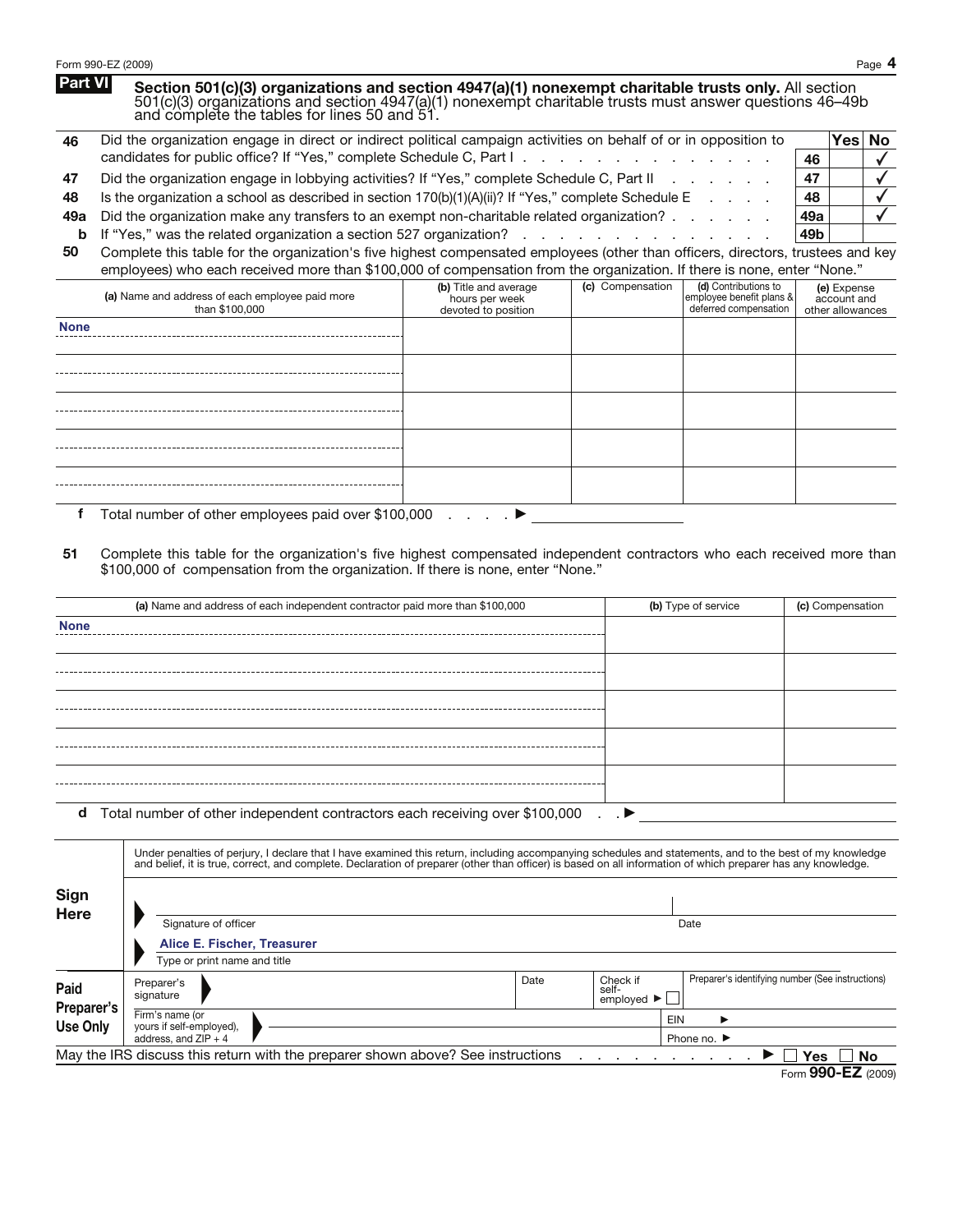## Part VI — Section 501(c)(3) organizations and section 4947(a)(1) nonexempt charitable trusts only.

All section 501(c)(3) organizations and section 4947(a)(1) nonexempt charitable trusts must answer questions 46–49b and complete the tables for lines 50 and 51.

| | | Line | Yes | No |
|---|---|---|---|---|
| 46 | Did the organization engage in direct or indirect political campaign activities on behalf of or in opposition to candidates for public office? If "Yes," complete Schedule C, Part I | 46 | | ✓ |
| 47 | Did the organization engage in lobbying activities? If "Yes," complete Schedule C, Part II | 47 | | ✓ |
| 48 | Is the organization a school as described in section 170(b)(1)(A)(ii)? If "Yes," complete Schedule E | 48 | | ✓ |
| 49a | Did the organization make any transfers to an exempt non-charitable related organization? | 49a | | ✓ |
| b | If "Yes," was the related organization a section 527 organization? | 49b | | |

**50** Complete this table for the organization's five highest compensated employees (other than officers, directors, trustees and key employees) who each received more than $100,000 of compensation from the organization. If there is none, enter "None."

| (a) Name and address of each employee paid more than $100,000 | (b) Title and average hours per week devoted to position | (c) Compensation | (d) Contributions to employee benefit plans & deferred compensation | (e) Expense account and other allowances |
|---|---|---|---|---|
| None | | | | |
| | | | | |
| | | | | |
| | | | | |
| | | | | |

**f** Total number of other employees paid over $100,000 ▶

**51** Complete this table for the organization's five highest compensated independent contractors who each received more than $100,000 of compensation from the organization. If there is none, enter "None."

| (a) Name and address of each independent contractor paid more than $100,000 | (b) Type of service | (c) Compensation |
|---|---|---|
| None | | |
| | | |
| | | |
| | | |
| | | |

**d** Total number of other independent contractors each receiving over $100,000 ▶

### Sign Here

Under penalties of perjury, I declare that I have examined this return, including accompanying schedules and statements, and to the best of my knowledge and belief, it is true, correct, and complete. Declaration of preparer (other than officer) is based on all information of which preparer has any knowledge.

Signature of officer — Date

Alice E. Fischer, Treasurer

Type or print name and title

### Paid Preparer's Use Only

Preparer's signature — Date — Check if self-employed ▶ ☐ — Preparer's identifying number (See instructions)

Firm's name (or yours if self-employed), address, and ZIP + 4 — EIN ▶ — Phone no. ▶

May the IRS discuss this return with the preparer shown above? See instructions ▶ ☐ Yes ☐ No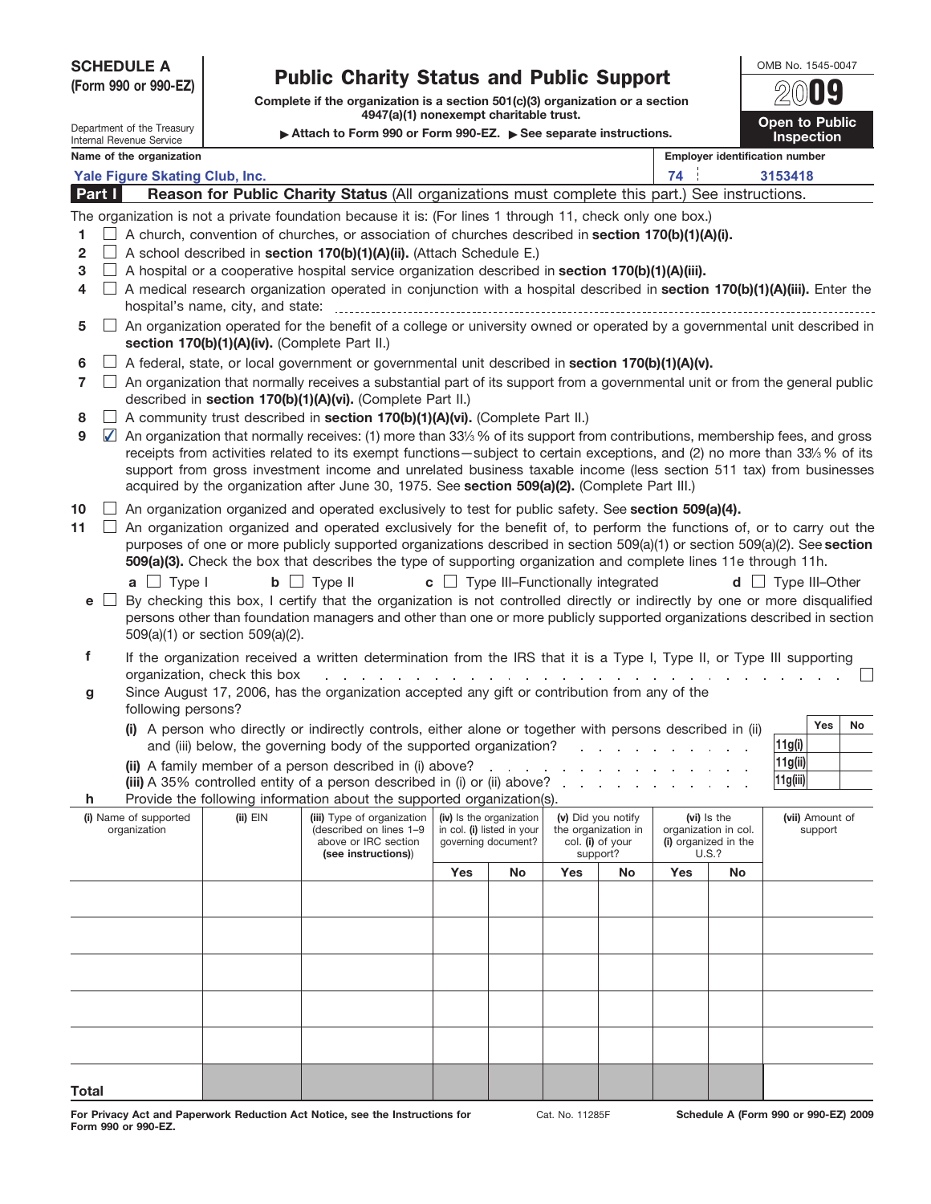**SCHEDULE A**
**(Form 990 or 990-EZ)**

Department of the Treasury
Internal Revenue Service

# Public Charity Status and Public Support

**Complete if the organization is a section 501(c)(3) organization or a section 4947(a)(1) nonexempt charitable trust.**

▶ **Attach to Form 990 or Form 990-EZ.** ▶ **See separate instructions.**

OMB No. 1545-0047

**2009**

**Open to Public Inspection**

| Name of the organization | Employer identification number |
|---|---|
| Yale Figure Skating Club, Inc. | 74 3153418 |

## Part I Reason for Public Charity Status (All organizations must complete this part.) See instructions.

The organization is not a private foundation because it is: (For lines 1 through 11, check only one box.)

1. ☐ A church, convention of churches, or association of churches described in **section 170(b)(1)(A)(i).**
2. ☐ A school described in **section 170(b)(1)(A)(ii).** (Attach Schedule E.)
3. ☐ A hospital or a cooperative hospital service organization described in **section 170(b)(1)(A)(iii).**
4. ☐ A medical research organization operated in conjunction with a hospital described in **section 170(b)(1)(A)(iii).** Enter the hospital's name, city, and state:
5. ☐ An organization operated for the benefit of a college or university owned or operated by a governmental unit described in **section 170(b)(1)(A)(iv).** (Complete Part II.)
6. ☐ A federal, state, or local government or governmental unit described in **section 170(b)(1)(A)(v).**
7. ☐ An organization that normally receives a substantial part of its support from a governmental unit or from the general public described in **section 170(b)(1)(A)(vi).** (Complete Part II.)
8. ☐ A community trust described in **section 170(b)(1)(A)(vi).** (Complete Part II.)
9. ☑ An organization that normally receives: (1) more than 33⅓ % of its support from contributions, membership fees, and gross receipts from activities related to its exempt functions—subject to certain exceptions, and (2) no more than 33⅓ % of its support from gross investment income and unrelated business taxable income (less section 511 tax) from businesses acquired by the organization after June 30, 1975. See **section 509(a)(2).** (Complete Part III.)
10. ☐ An organization organized and operated exclusively to test for public safety. See **section 509(a)(4).**
11. ☐ An organization organized and operated exclusively for the benefit of, to perform the functions of, or to carry out the purposes of one or more publicly supported organizations described in section 509(a)(1) or section 509(a)(2). See **section 509(a)(3).** Check the box that describes the type of supporting organization and complete lines 11e through 11h.

   **a** ☐ Type I **b** ☐ Type II **c** ☐ Type III–Functionally integrated **d** ☐ Type III–Other

   **e** ☐ By checking this box, I certify that the organization is not controlled directly or indirectly by one or more disqualified persons other than foundation managers and other than one or more publicly supported organizations described in section 509(a)(1) or section 509(a)(2).

   **f** If the organization received a written determination from the IRS that it is a Type I, Type II, or Type III supporting organization, check this box ☐

   **g** Since August 17, 2006, has the organization accepted any gift or contribution from any of the following persons?

| | | Yes | No |
|---|---|---|---|
| **(i)** A person who directly or indirectly controls, either alone or together with persons described in (ii) and (iii) below, the governing body of the supported organization? | 11g(i) | | |
| **(ii)** A family member of a person described in (i) above? | 11g(ii) | | |
| **(iii)** A 35% controlled entity of a person described in (i) or (ii) above? | 11g(iii) | | |

   **h** Provide the following information about the supported organization(s).

| (i) Name of supported organization | (ii) EIN | (iii) Type of organization (described on lines 1–9 above or IRC section (see instructions)) | (iv) Is the organization in col. (i) listed in your governing document? | | (v) Did you notify the organization in col. (i) of your support? | | (vi) Is the organization in col. (i) organized in the U.S.? | | (vii) Amount of support |
|---|---|---|---|---|---|---|---|---|---|
| | | | Yes | No | Yes | No | Yes | No | |
| | | | | | | | | | |
| | | | | | | | | | |
| | | | | | | | | | |
| | | | | | | | | | |
| | | | | | | | | | |
| **Total** | | | | | | | | | |

For Privacy Act and Paperwork Reduction Act Notice, see the Instructions for Form 990 or 990-EZ. Cat. No. 11285F **Schedule A (Form 990 or 990-EZ) 2009**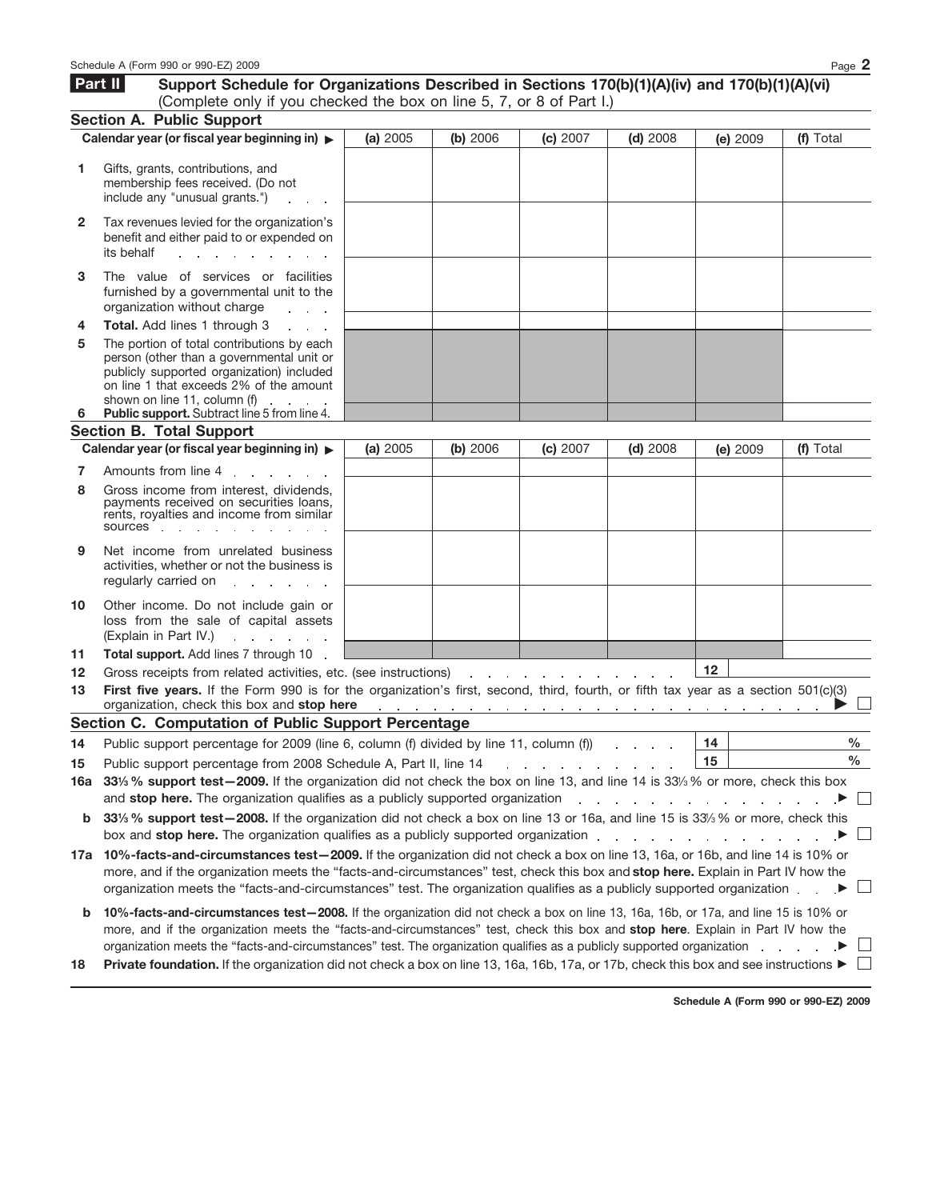## Part II Support Schedule for Organizations Described in Sections 170(b)(1)(A)(iv) and 170(b)(1)(A)(vi)

(Complete only if you checked the box on line 5, 7, or 8 of Part I.)

### Section A. Public Support

| | Calendar year (or fiscal year beginning in) ▶ | (a) 2005 | (b) 2006 | (c) 2007 | (d) 2008 | (e) 2009 | (f) Total |
|---|---|---|---|---|---|---|---|
| 1 | Gifts, grants, contributions, and membership fees received. (Do not include any "unusual grants.") | | | | | | |
| 2 | Tax revenues levied for the organization's benefit and either paid to or expended on its behalf | | | | | | |
| 3 | The value of services or facilities furnished by a governmental unit to the organization without charge | | | | | | |
| 4 | **Total.** Add lines 1 through 3 | | | | | | |
| 5 | The portion of total contributions by each person (other than a governmental unit or publicly supported organization) included on line 1 that exceeds 2% of the amount shown on line 11, column (f) | | | | | | |
| 6 | **Public support.** Subtract line 5 from line 4. | | | | | | |

### Section B. Total Support

| | Calendar year (or fiscal year beginning in) ▶ | (a) 2005 | (b) 2006 | (c) 2007 | (d) 2008 | (e) 2009 | (f) Total |
|---|---|---|---|---|---|---|---|
| 7 | Amounts from line 4 | | | | | | |
| 8 | Gross income from interest, dividends, payments received on securities loans, rents, royalties and income from similar sources | | | | | | |
| 9 | Net income from unrelated business activities, whether or not the business is regularly carried on | | | | | | |
| 10 | Other income. Do not include gain or loss from the sale of capital assets (Explain in Part IV.) | | | | | | |
| 11 | **Total support.** Add lines 7 through 10 | | | | | | |

**12** Gross receipts from related activities, etc. (see instructions) **12** ____

**13** **First five years.** If the Form 990 is for the organization's first, second, third, fourth, or fifth tax year as a section 501(c)(3) organization, check this box and **stop here** ▶ ☐

### Section C. Computation of Public Support Percentage

**14** Public support percentage for 2009 (line 6, column (f) divided by line 11, column (f)) **14** ____ %

**15** Public support percentage from 2008 Schedule A, Part II, line 14 **15** ____ %

**16a** **33⅓ % support test—2009.** If the organization did not check the box on line 13, and line 14 is 33⅓ % or more, check this box and **stop here.** The organization qualifies as a publicly supported organization ▶ ☐

**b** **33⅓ % support test—2008.** If the organization did not check a box on line 13 or 16a, and line 15 is 33⅓ % or more, check this box and **stop here.** The organization qualifies as a publicly supported organization ▶ ☐

**17a** **10%-facts-and-circumstances test—2009.** If the organization did not check a box on line 13, 16a, or 16b, and line 14 is 10% or more, and if the organization meets the "facts-and-circumstances" test, check this box and **stop here.** Explain in Part IV how the organization meets the "facts-and-circumstances" test. The organization qualifies as a publicly supported organization ▶ ☐

**b** **10%-facts-and-circumstances test—2008.** If the organization did not check a box on line 13, 16a, 16b, or 17a, and line 15 is 10% or more, and if the organization meets the "facts-and-circumstances" test, check this box and **stop here**. Explain in Part IV how the organization meets the "facts-and-circumstances" test. The organization qualifies as a publicly supported organization ▶ ☐

**18** **Private foundation.** If the organization did not check a box on line 13, 16a, 16b, 17a, or 17b, check this box and see instructions ▶ ☐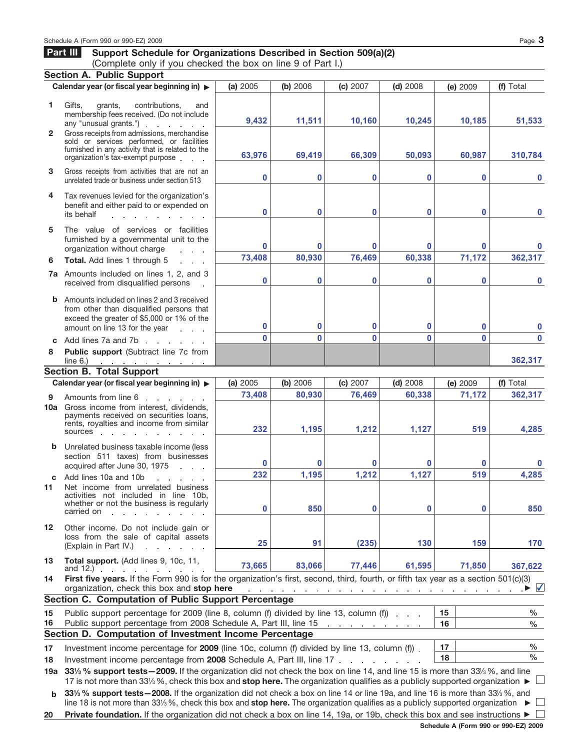## Part III Support Schedule for Organizations Described in Section 509(a)(2)

(Complete only if you checked the box on line 9 of Part I.)

### Section A. Public Support

| | Calendar year (or fiscal year beginning in) ▶ | (a) 2005 | (b) 2006 | (c) 2007 | (d) 2008 | (e) 2009 | (f) Total |
|---|---|---|---|---|---|---|---|
| 1 | Gifts, grants, contributions, and membership fees received. (Do not include any "unusual grants.") | 9,432 | 11,511 | 10,160 | 10,245 | 10,185 | 51,533 |
| 2 | Gross receipts from admissions, merchandise sold or services performed, or facilities furnished in any activity that is related to the organization's tax-exempt purpose | 63,976 | 69,419 | 66,309 | 50,093 | 60,987 | 310,784 |
| 3 | Gross receipts from activities that are not an unrelated trade or business under section 513 | 0 | 0 | 0 | 0 | 0 | 0 |
| 4 | Tax revenues levied for the organization's benefit and either paid to or expended on its behalf | 0 | 0 | 0 | 0 | 0 | 0 |
| 5 | The value of services or facilities furnished by a governmental unit to the organization without charge | 0 | 0 | 0 | 0 | 0 | 0 |
| 6 | **Total.** Add lines 1 through 5 | 73,408 | 80,930 | 76,469 | 60,338 | 71,172 | 362,317 |
| 7a | Amounts included on lines 1, 2, and 3 received from disqualified persons | 0 | 0 | 0 | 0 | 0 | 0 |
| b | Amounts included on lines 2 and 3 received from other than disqualified persons that exceed the greater of $5,000 or 1% of the amount on line 13 for the year | 0 | 0 | 0 | 0 | 0 | 0 |
| c | Add lines 7a and 7b | 0 | 0 | 0 | 0 | 0 | 0 |
| 8 | **Public support** (Subtract line 7c from line 6.) | | | | | | 362,317 |

### Section B. Total Support

| | Calendar year (or fiscal year beginning in) ▶ | (a) 2005 | (b) 2006 | (c) 2007 | (d) 2008 | (e) 2009 | (f) Total |
|---|---|---|---|---|---|---|---|
| 9 | Amounts from line 6 | 73,408 | 80,930 | 76,469 | 60,338 | 71,172 | 362,317 |
| 10a | Gross income from interest, dividends, payments received on securities loans, rents, royalties and income from similar sources | 232 | 1,195 | 1,212 | 1,127 | 519 | 4,285 |
| b | Unrelated business taxable income (less section 511 taxes) from businesses acquired after June 30, 1975 | 0 | 0 | 0 | 0 | 0 | 0 |
| c | Add lines 10a and 10b | 232 | 1,195 | 1,212 | 1,127 | 519 | 4,285 |
| 11 | Net income from unrelated business activities not included in line 10b, whether or not the business is regularly carried on | 0 | 850 | 0 | 0 | 0 | 850 |
| 12 | Other income. Do not include gain or loss from the sale of capital assets (Explain in Part IV.) | 25 | 91 | (235) | 130 | 159 | 170 |
| 13 | **Total support.** (Add lines 9, 10c, 11, and 12.) | 73,665 | 83,066 | 77,446 | 61,595 | 71,850 | 367,622 |

**14** **First five years.** If the Form 990 is for the organization's first, second, third, fourth, or fifth tax year as a section 501(c)(3) organization, check this box and **stop here** ▶ ☑

### Section C. Computation of Public Support Percentage

| | | | |
|---|---|---|---|
| 15 | Public support percentage for 2009 (line 8, column (f) divided by line 13, column (f)) | 15 | % |
| 16 | Public support percentage from 2008 Schedule A, Part III, line 15 | 16 | % |

### Section D. Computation of Investment Income Percentage

| | | | |
|---|---|---|---|
| 17 | Investment income percentage for **2009** (line 10c, column (f) divided by line 13, column (f)) | 17 | % |
| 18 | Investment income percentage from **2008** Schedule A, Part III, line 17 | 18 | % |

**19a** **33⅓ % support tests—2009.** If the organization did not check the box on line 14, and line 15 is more than 33⅓ %, and line 17 is not more than 33⅓ %, check this box and **stop here.** The organization qualifies as a publicly supported organization ▶ ☐

**b** **33⅓ % support tests—2008.** If the organization did not check a box on line 14 or line 19a, and line 16 is more than 33⅓ %, and line 18 is not more than 33⅓ %, check this box and **stop here.** The organization qualifies as a publicly supported organization ▶ ☐

**20** **Private foundation.** If the organization did not check a box on line 14, 19a, or 19b, check this box and see instructions ▶ ☐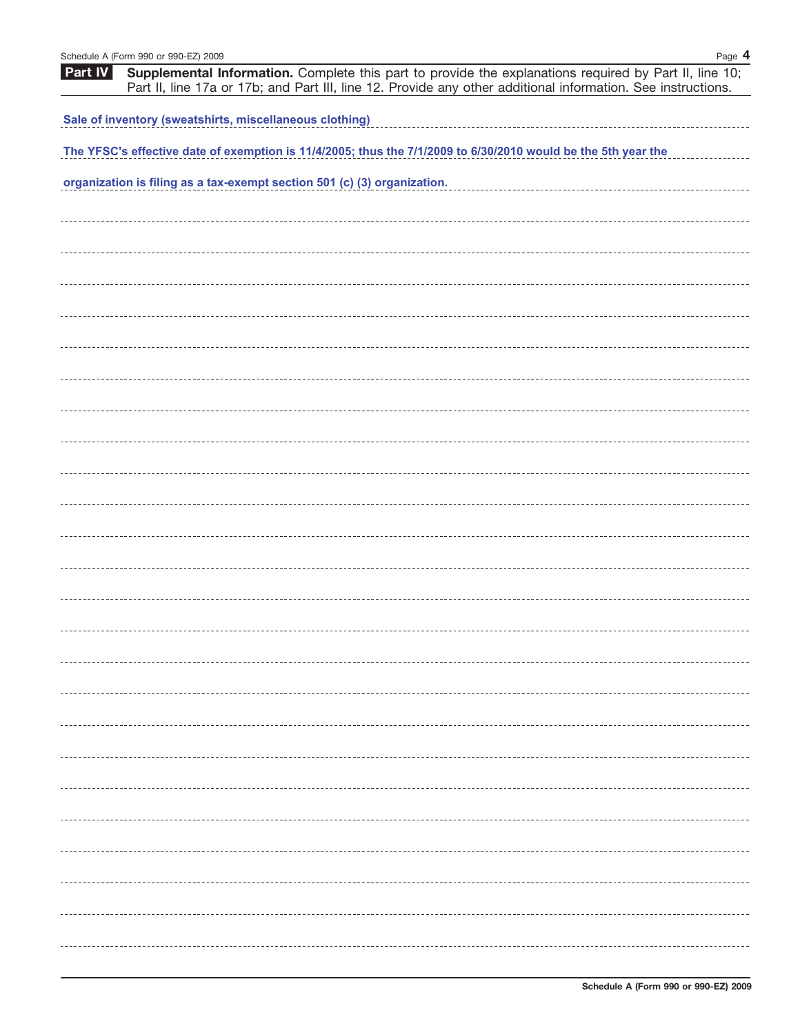**Part IV** **Supplemental Information.** Complete this part to provide the explanations required by Part II, line 10; Part II, line 17a or 17b; and Part III, line 12. Provide any other additional information. See instructions.

Sale of inventory (sweatshirts, miscellaneous clothing)

The YFSC's effective date of exemption is 11/4/2005; thus the 7/1/2009 to 6/30/2010 would be the 5th year the organization is filing as a tax-exempt section 501 (c) (3) organization.

**Schedule A (Form 990 or 990-EZ) 2009**